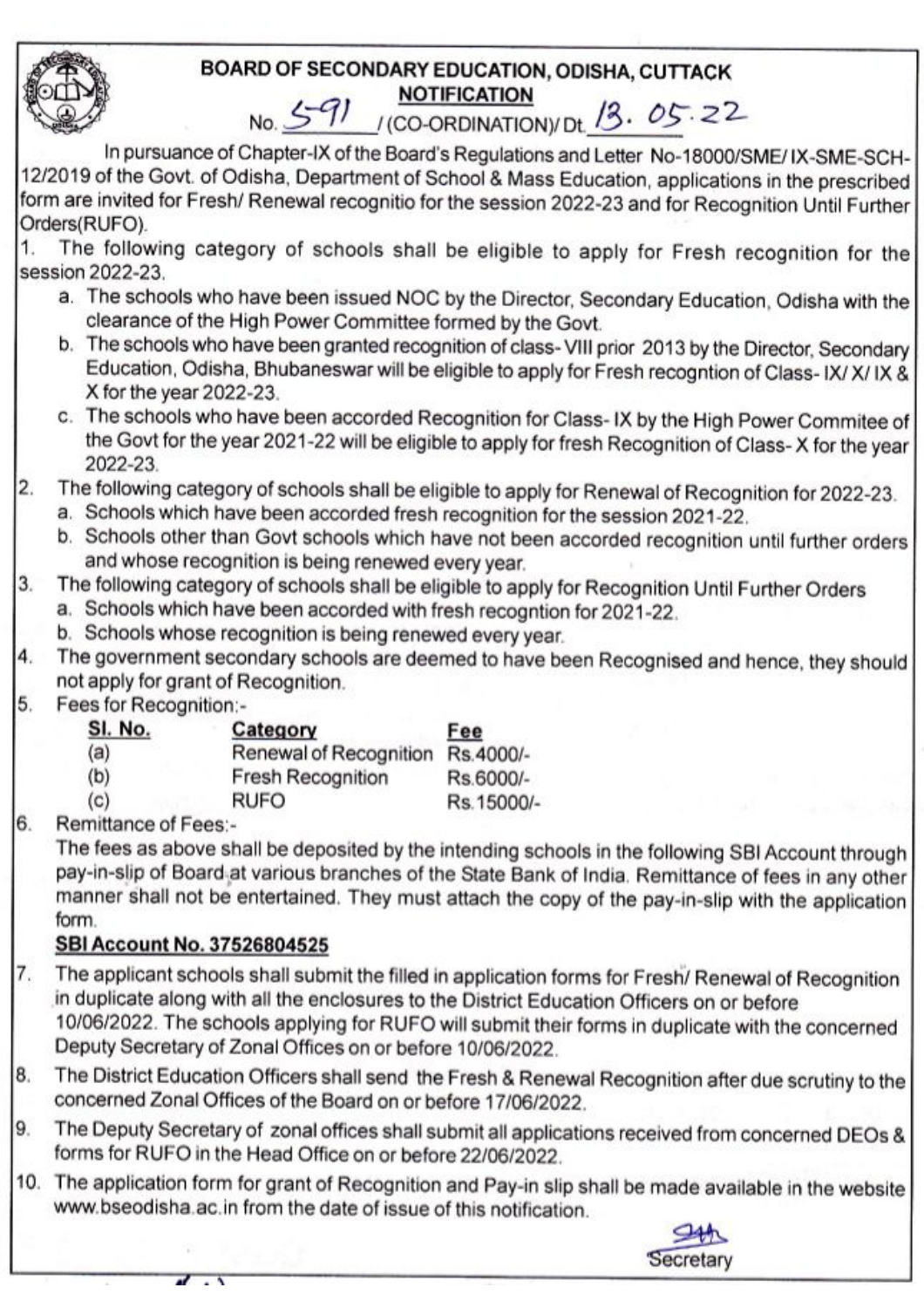# BOARD OF SECONDARY EDUCATION, ODISHA, CUTTACK

## NOTIFICATION

No. 591 /(CO-ORDINATION)/ Dt. 13. 05.22

In pursuance of Chapter-IX of the Board's Regulations and Letter No-18000/SME/ IX-SME-SCH-12/2019 of the Govt. of Odisha, Department of School & Mass Education, applications in the prescribed form are invited for Fresh/ Renewal recognitio for the session 2022-23 and for Recognition Until Further Orders(RUFO).

1. The following category of schools shall be eligible to apply for Fresh recognition for the session 2022-23.
   a. The schools who have been issued NOC by the Director, Secondary Education, Odisha with the clearance of the High Power Committee formed by the Govt.
   b. The schools who have been granted recognition of class- VIII prior 2013 by the Director, Secondary Education, Odisha, Bhubaneswar will be eligible to apply for Fresh recogntion of Class- IX/ X/ IX & X for the year 2022-23.
   c. The schools who have been accorded Recognition for Class- IX by the High Power Commitee of the Govt for the year 2021-22 will be eligible to apply for fresh Recognition of Class- X for the year 2022-23.
2. The following category of schools shall be eligible to apply for Renewal of Recognition for 2022-23.
   a. Schools which have been accorded fresh recognition for the session 2021-22.
   b. Schools other than Govt schools which have not been accorded recognition until further orders and whose recognition is being renewed every year.
3. The following category of schools shall be eligible to apply for Recognition Until Further Orders
   a. Schools which have been accorded with fresh recogntion for 2021-22.
   b. Schools whose recognition is being renewed every year.
4. The government secondary schools are deemed to have been Recognised and hence, they should not apply for grant of Recognition.
5. Fees for Recognition:-

| Sl. No. | Category | Fee |
|---|---|---|
| (a) | Renewal of Recognition | Rs.4000/- |
| (b) | Fresh Recognition | Rs.6000/- |
| (c) | RUFO | Rs.15000/- |

6. Remittance of Fees:-
   The fees as above shall be deposited by the intending schools in the following SBI Account through pay-in-slip of Board at various branches of the State Bank of India. Remittance of fees in any other manner shall not be entertained. They must attach the copy of the pay-in-slip with the application form.
   **SBI Account No. 37526804525**
7. The applicant schools shall submit the filled in application forms for Fresh/ Renewal of Recognition in duplicate along with all the enclosures to the District Education Officers on or before 10/06/2022. The schools applying for RUFO will submit their forms in duplicate with the concerned Deputy Secretary of Zonal Offices on or before 10/06/2022.
8. The District Education Officers shall send the Fresh & Renewal Recognition after due scrutiny to the concerned Zonal Offices of the Board on or before 17/06/2022.
9. The Deputy Secretary of zonal offices shall submit all applications received from concerned DEOs & forms for RUFO in the Head Office on or before 22/06/2022.
10. The application form for grant of Recognition and Pay-in slip shall be made available in the website www.bseodisha.ac.in from the date of issue of this notification.

Secretary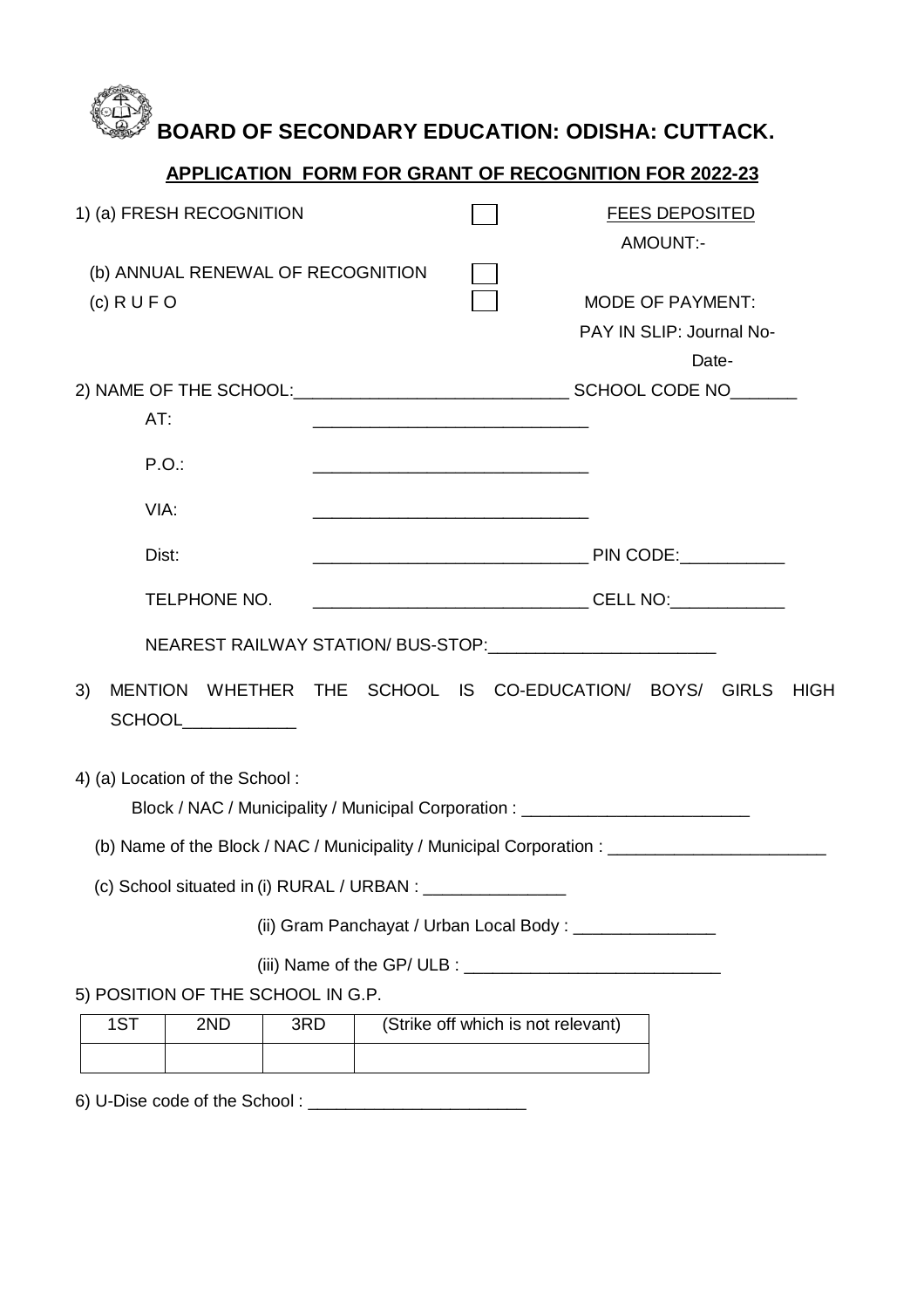# BOARD OF SECONDARY EDUCATION: ODISHA: CUTTACK.

## APPLICATION FORM FOR GRANT OF RECOGNITION FOR 2022-23

1) (a) FRESH RECOGNITION ☐ **FEES DEPOSITED**

AMOUNT:-

(b) ANNUAL RENEWAL OF RECOGNITION ☐

(c) R U F O ☐ MODE OF PAYMENT:

PAY IN SLIP: Journal No-

Date-

2) NAME OF THE SCHOOL:____________________________ SCHOOL CODE NO_______

AT: _____________________________

P.O.: _____________________________

VIA: _____________________________

Dist: _____________________________ PIN CODE:___________

TELPHONE NO. _____________________________ CELL NO:____________

NEAREST RAILWAY STATION/ BUS-STOP:________________________

3) MENTION WHETHER THE SCHOOL IS CO-EDUCATION/ BOYS/ GIRLS HIGH SCHOOL____________

4) (a) Location of the School :

Block / NAC / Municipality / Municipal Corporation : ________________________

(b) Name of the Block / NAC / Municipality / Municipal Corporation : _______________________

(c) School situated in (i) RURAL / URBAN : _______________

(ii) Gram Panchayat / Urban Local Body : _______________

(iii) Name of the GP/ ULB : ___________________________

5) POSITION OF THE SCHOOL IN G.P.

| 1ST | 2ND | 3RD | (Strike off which is not relevant) |
|---|---|---|---|
| | | | |

6) U-Dise code of the School : _______________________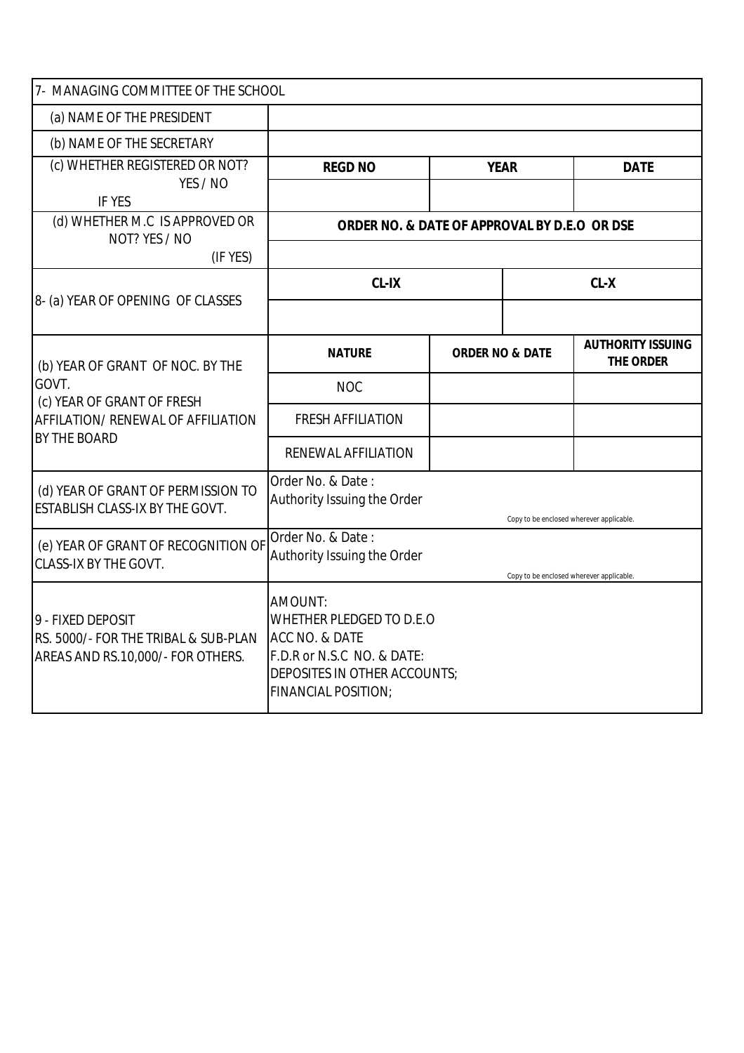| 7- MANAGING COMMITTEE OF THE SCHOOL | | | | |
|---|---|---|---|---|
| (a) NAME OF THE PRESIDENT | | | | |
| (b) NAME OF THE SECRETARY | | | | |
| (c) WHETHER REGISTERED OR NOT? YES / NO IF YES | **REGD NO** | **YEAR** | | **DATE** |
| | | | | |
| (d) WHETHER M.C IS APPROVED OR NOT? YES / NO (IF YES) | **ORDER NO. & DATE OF APPROVAL BY D.E.O OR DSE** | | | |
| | | | | |
| 8- (a) YEAR OF OPENING OF CLASSES | **CL-IX** | | **CL-X** | |
| | | | | |
| (b) YEAR OF GRANT OF NOC. BY THE GOVT. (c) YEAR OF GRANT OF FRESH AFFILATION/ RENEWAL OF AFFILIATION BY THE BOARD | **NATURE** | **ORDER NO & DATE** | | **AUTHORITY ISSUING THE ORDER** |
| | NOC | | | |
| | FRESH AFFILIATION | | | |
| | RENEWAL AFFILIATION | | | |
| (d) YEAR OF GRANT OF PERMISSION TO ESTABLISH CLASS-IX BY THE GOVT. | Order No. & Date : Authority Issuing the Order — Copy to be enclosed wherever applicable. | | | |
| (e) YEAR OF GRANT OF RECOGNITION OF CLASS-IX BY THE GOVT. | Order No. & Date : Authority Issuing the Order — Copy to be enclosed wherever applicable. | | | |
| 9 - FIXED DEPOSIT RS. 5000/- FOR THE TRIBAL & SUB-PLAN AREAS AND RS.10,000/- FOR OTHERS. | AMOUNT: WHETHER PLEDGED TO D.E.O ACC NO. & DATE F.D.R or N.S.C NO. & DATE: DEPOSITES IN OTHER ACCOUNTS; FINANCIAL POSITION; | | | |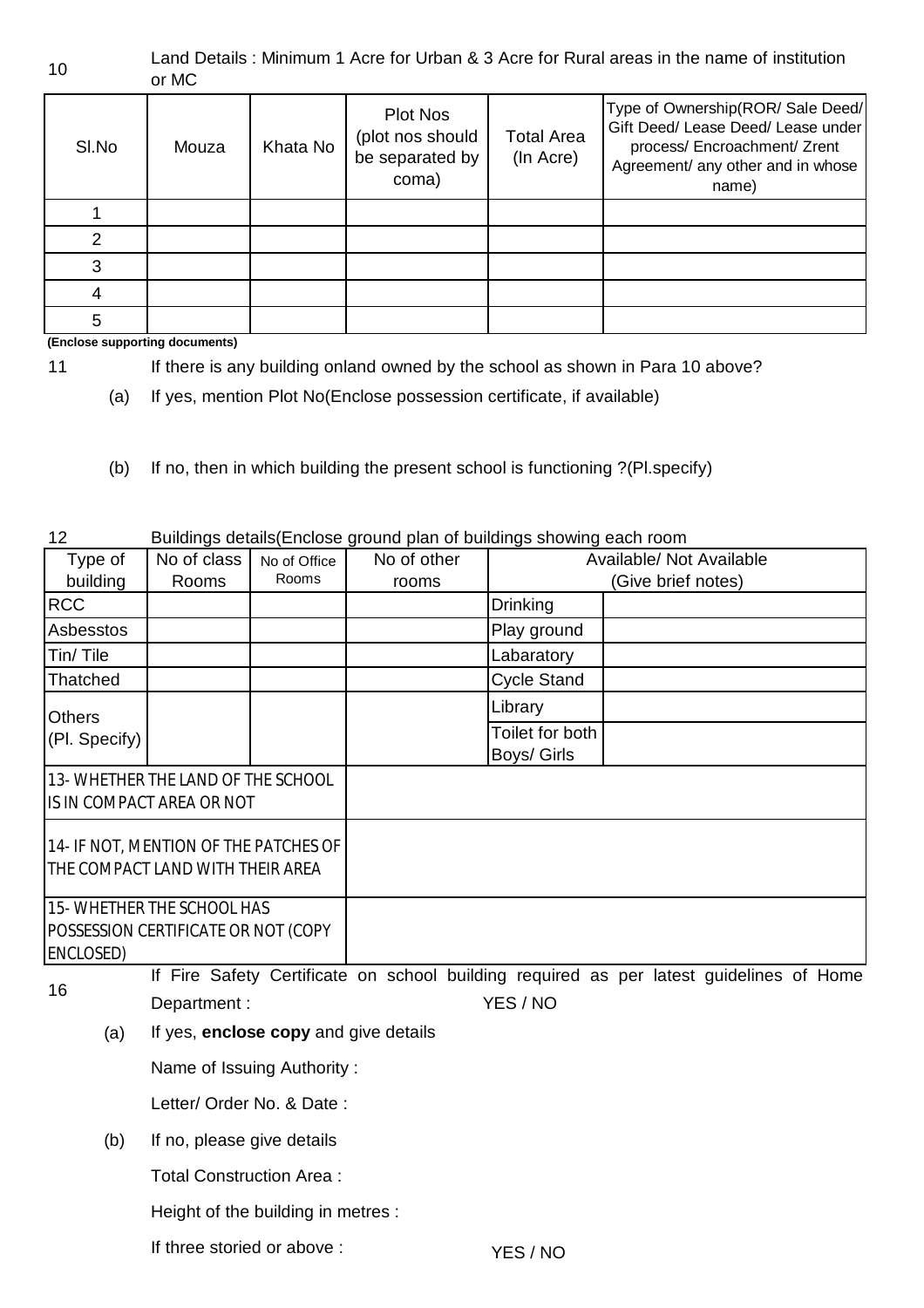10 Land Details : Minimum 1 Acre for Urban & 3 Acre for Rural areas in the name of institution or MC

| Sl.No | Mouza | Khata No | Plot Nos (plot nos should be separated by coma) | Total Area (In Acre) | Type of Ownership(ROR/ Sale Deed/ Gift Deed/ Lease Deed/ Lease under process/ Encroachment/ Zrent Agreement/ any other and in whose name) |
|---|---|---|---|---|---|
| 1 | | | | | |
| 2 | | | | | |
| 3 | | | | | |
| 4 | | | | | |
| 5 | | | | | |

**(Enclose supporting documents)**

11 If there is any building onland owned by the school as shown in Para 10 above?

(a) If yes, mention Plot No(Enclose possession certificate, if available)

(b) If no, then in which building the present school is functioning ?(Pl.specify)

12 Buildings details(Enclose ground plan of buildings showing each room

| Type of building | No of class Rooms | No of Office Rooms | No of other rooms | Available/ Not Available (Give brief notes) | |
|---|---|---|---|---|---|
| RCC | | | | Drinking | |
| Asbesstos | | | | Play ground | |
| Tin/ Tile | | | | Labaratory | |
| Thatched | | | | Cycle Stand | |
| Others (Pl. Specify) | | | | Library | |
| | | | | Toilet for both Boys/ Girls | |

| | |
|---|---|
| 13- WHETHER THE LAND OF THE SCHOOL IS IN COMPACT AREA OR NOT | |
| 14- IF NOT, MENTION OF THE PATCHES OF THE COMPACT LAND WITH THEIR AREA | |
| 15- WHETHER THE SCHOOL HAS POSSESSION CERTIFICATE OR NOT (COPY ENCLOSED) | |

16 If Fire Safety Certificate on school building required as per latest guidelines of Home Department : YES / NO

(a) If yes, **enclose copy** and give details

Name of Issuing Authority :

Letter/ Order No. & Date :

(b) If no, please give details

Total Construction Area :

Height of the building in metres :

If three storied or above : YES / NO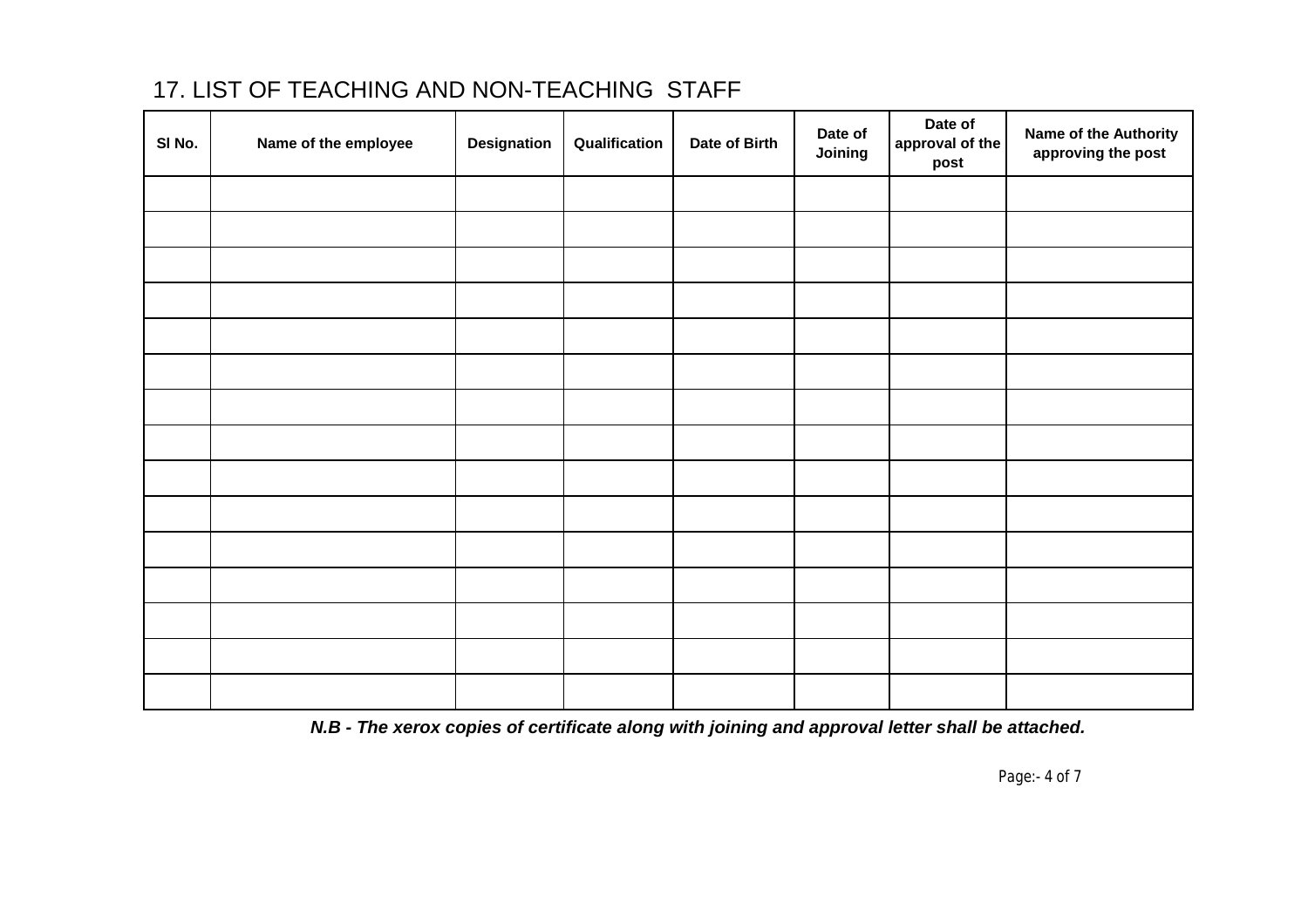## 17. LIST OF TEACHING AND NON-TEACHING STAFF

| Sl No. | Name of the employee | Designation | Qualification | Date of Birth | Date of Joining | Date of approval of the post | Name of the Authority approving the post |
|---|---|---|---|---|---|---|---|
| | | | | | | | |
| | | | | | | | |
| | | | | | | | |
| | | | | | | | |
| | | | | | | | |
| | | | | | | | |
| | | | | | | | |
| | | | | | | | |
| | | | | | | | |
| | | | | | | | |
| | | | | | | | |
| | | | | | | | |
| | | | | | | | |
| | | | | | | | |
| | | | | | | | |

***N.B - The xerox copies of certificate along with joining and approval letter shall be attached.***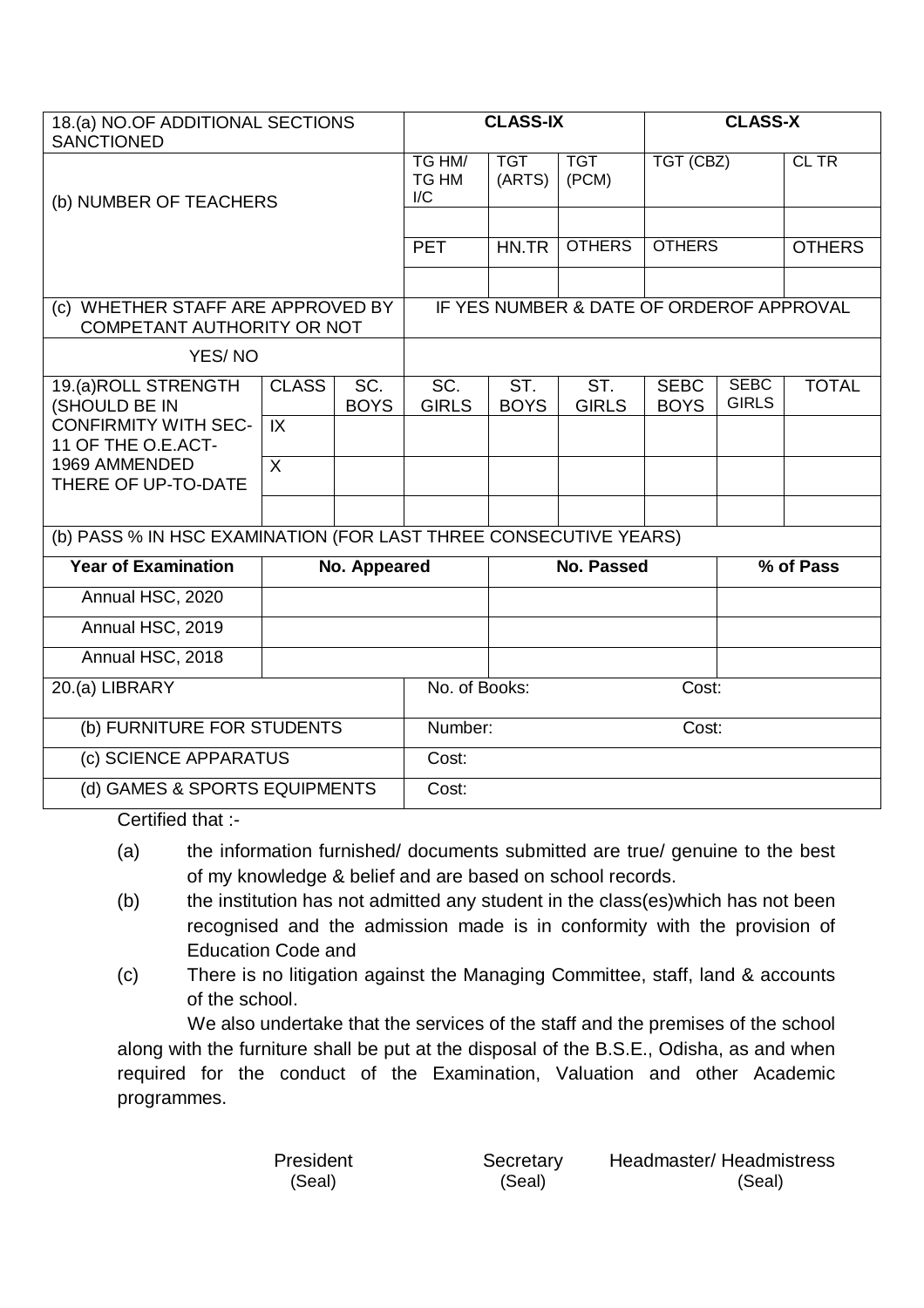| 18.(a) NO.OF ADDITIONAL SECTIONS SANCTIONED | | | CLASS-IX | | | CLASS-X | | |
|---|---|---|---|---|---|---|---|---|
| (b) NUMBER OF TEACHERS | | | TG HM/ TG HM I/C | TGT (ARTS) | TGT (PCM) | TGT (CBZ) | | CL TR |
| | | | | | | | | |
| | | | PET | HN.TR | OTHERS | OTHERS | | OTHERS |
| | | | | | | | | |
| (c) WHETHER STAFF ARE APPROVED BY COMPETANT AUTHORITY OR NOT | | | IF YES NUMBER & DATE OF ORDEROF APPROVAL | | | | | |
| YES/ NO | | | | | | | | |
| 19.(a)ROLL STRENGTH (SHOULD BE IN CONFIRMITY WITH SEC-11 OF THE O.E.ACT-1969 AMMENDED THERE OF UP-TO-DATE | CLASS | SC. BOYS | SC. GIRLS | ST. BOYS | ST. GIRLS | SEBC BOYS | SEBC GIRLS | TOTAL |
| | IX | | | | | | | |
| | X | | | | | | | |
| | | | | | | | | |

(b) PASS % IN HSC EXAMINATION (FOR LAST THREE CONSECUTIVE YEARS)

| Year of Examination | No. Appeared | No. Passed | % of Pass |
|---|---|---|---|
| Annual HSC, 2020 | | | |
| Annual HSC, 2019 | | | |
| Annual HSC, 2018 | | | |

| | | |
|---|---|---|
| 20.(a) LIBRARY | No. of Books: | Cost: |
| (b) FURNITURE FOR STUDENTS | Number: | Cost: |
| (c) SCIENCE APPARATUS | Cost: | |
| (d) GAMES & SPORTS EQUIPMENTS | Cost: | |

Certified that :-

(a) the information furnished/ documents submitted are true/ genuine to the best of my knowledge & belief and are based on school records.

(b) the institution has not admitted any student in the class(es)which has not been recognised and the admission made is in conformity with the provision of Education Code and

(c) There is no litigation against the Managing Committee, staff, land & accounts of the school.

We also undertake that the services of the staff and the premises of the school along with the furniture shall be put at the disposal of the B.S.E., Odisha, as and when required for the conduct of the Examination, Valuation and other Academic programmes.

President (Seal) Secretary (Seal) Headmaster/ Headmistress (Seal)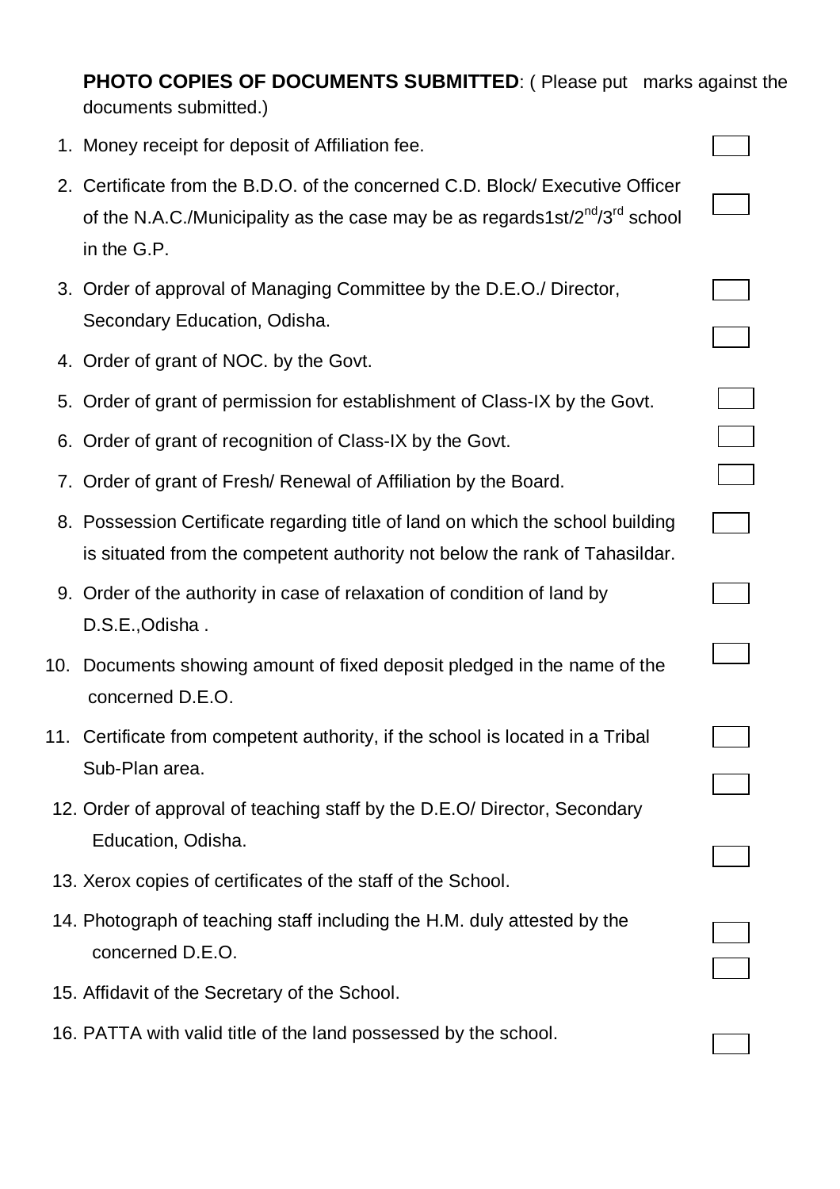**PHOTO COPIES OF DOCUMENTS SUBMITTED**: ( Please put marks against the documents submitted.)

1. Money receipt for deposit of Affiliation fee. ☐
2. Certificate from the B.D.O. of the concerned C.D. Block/ Executive Officer of the N.A.C./Municipality as the case may be as regards1st/2nd/3rd school in the G.P. ☐
3. Order of approval of Managing Committee by the D.E.O./ Director, Secondary Education, Odisha. ☐
4. Order of grant of NOC. by the Govt. ☐
5. Order of grant of permission for establishment of Class-IX by the Govt. ☐
6. Order of grant of recognition of Class-IX by the Govt. ☐
7. Order of grant of Fresh/ Renewal of Affiliation by the Board. ☐
8. Possession Certificate regarding title of land on which the school building is situated from the competent authority not below the rank of Tahasildar. ☐
9. Order of the authority in case of relaxation of condition of land by D.S.E.,Odisha . ☐
10. Documents showing amount of fixed deposit pledged in the name of the concerned D.E.O. ☐
11. Certificate from competent authority, if the school is located in a Tribal Sub-Plan area. ☐
12. Order of approval of teaching staff by the D.E.O/ Director, Secondary Education, Odisha. ☐
13. Xerox copies of certificates of the staff of the School. ☐
14. Photograph of teaching staff including the H.M. duly attested by the concerned D.E.O. ☐
15. Affidavit of the Secretary of the School. ☐
16. PATTA with valid title of the land possessed by the school. ☐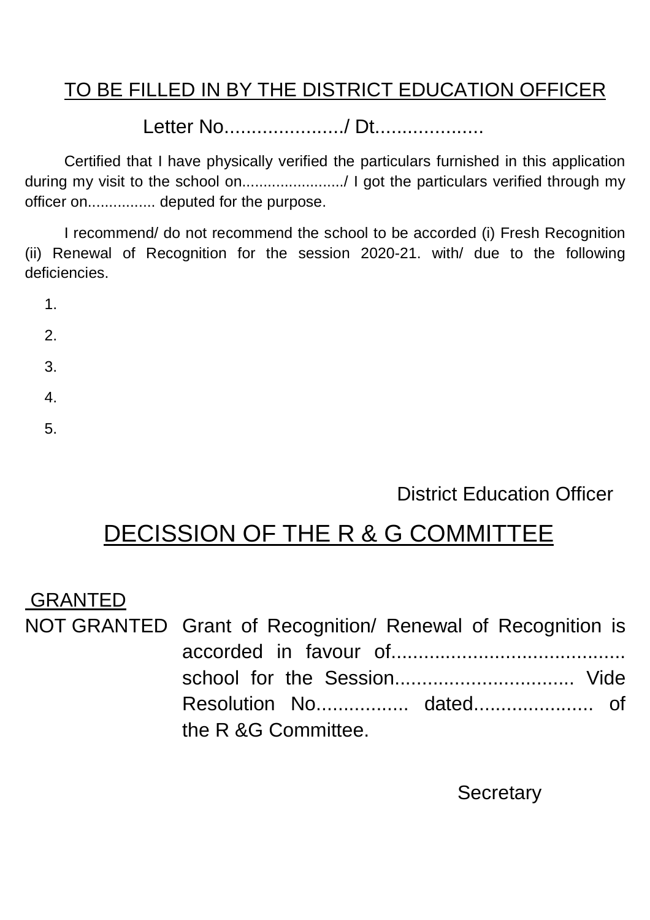## TO BE FILLED IN BY THE DISTRICT EDUCATION OFFICER

Letter No....................../ Dt....................

Certified that I have physically verified the particulars furnished in this application during my visit to the school on......................../ I got the particulars verified through my officer on................ deputed for the purpose.

I recommend/ do not recommend the school to be accorded (i) Fresh Recognition (ii) Renewal of Recognition for the session 2020-21. with/ due to the following deficiencies.

1.
2.
3.
4.
5.

District Education Officer

## DECISSION OF THE R & G COMMITTEE

GRANTED

NOT GRANTED

Grant of Recognition/ Renewal of Recognition is accorded in favour of........................................... school for the Session................................ Vide Resolution No................. dated...................... of the R &G Committee.

Secretary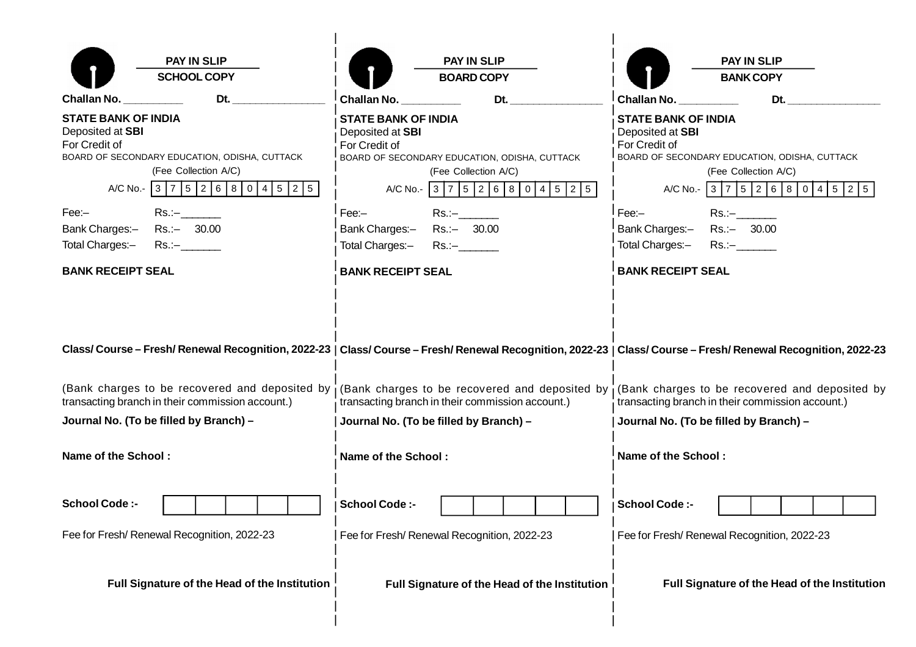**PAY IN SLIP**

**SCHOOL COPY**

**Challan No.** __________ **Dt.** ________________

**STATE BANK OF INDIA**
Deposited at **SBI**
For Credit of
BOARD OF SECONDARY EDUCATION, ODISHA, CUTTACK
(Fee Collection A/C)

A/C No.- 

| | | | | | | | | | | |
|---|---|---|---|---|---|---|---|---|---|---|
| 3 | 7 | 5 | 2 | 6 | 8 | 0 | 4 | 5 | 2 | 5 |

Fee:– Rs.:–_______
Bank Charges:– Rs.:– 30.00
Total Charges:– Rs.:–_______

**BANK RECEIPT SEAL**

**Class/ Course – Fresh/ Renewal Recognition, 2022-23**

(Bank charges to be recovered and deposited by transacting branch in their commission account.)

**Journal No. (To be filled by Branch) –**

**Name of the School :**

**School Code :-**

| | | | | |
|---|---|---|---|---|
| | | | | |

Fee for Fresh/ Renewal Recognition, 2022-23

**Full Signature of the Head of the Institution**

---

**PAY IN SLIP**

**BOARD COPY**

**Challan No.** __________ **Dt.** ________________

**STATE BANK OF INDIA**
Deposited at **SBI**
For Credit of
BOARD OF SECONDARY EDUCATION, ODISHA, CUTTACK
(Fee Collection A/C)

A/C No.- 

| | | | | | | | | | | |
|---|---|---|---|---|---|---|---|---|---|---|
| 3 | 7 | 5 | 2 | 6 | 8 | 0 | 4 | 5 | 2 | 5 |

Fee:– Rs.:–_______
Bank Charges:– Rs.:– 30.00
Total Charges:– Rs.:–_______

**BANK RECEIPT SEAL**

**Class/ Course – Fresh/ Renewal Recognition, 2022-23**

(Bank charges to be recovered and deposited by transacting branch in their commission account.)

**Journal No. (To be filled by Branch) –**

**Name of the School :**

**School Code :-**

| | | | | |
|---|---|---|---|---|
| | | | | |

Fee for Fresh/ Renewal Recognition, 2022-23

**Full Signature of the Head of the Institution**

---

**PAY IN SLIP**

**BANK COPY**

**Challan No.** __________ **Dt.** ________________

**STATE BANK OF INDIA**
Deposited at **SBI**
For Credit of
BOARD OF SECONDARY EDUCATION, ODISHA, CUTTACK
(Fee Collection A/C)

A/C No.- 

| | | | | | | | | | | |
|---|---|---|---|---|---|---|---|---|---|---|
| 3 | 7 | 5 | 2 | 6 | 8 | 0 | 4 | 5 | 2 | 5 |

Fee:– Rs.:–_______
Bank Charges:– Rs.:– 30.00
Total Charges:– Rs.:–_______

**BANK RECEIPT SEAL**

**Class/ Course – Fresh/ Renewal Recognition, 2022-23**

(Bank charges to be recovered and deposited by transacting branch in their commission account.)

**Journal No. (To be filled by Branch) –**

**Name of the School :**

**School Code :-**

| | | | | |
|---|---|---|---|---|
| | | | | |

Fee for Fresh/ Renewal Recognition, 2022-23

**Full Signature of the Head of the Institution**